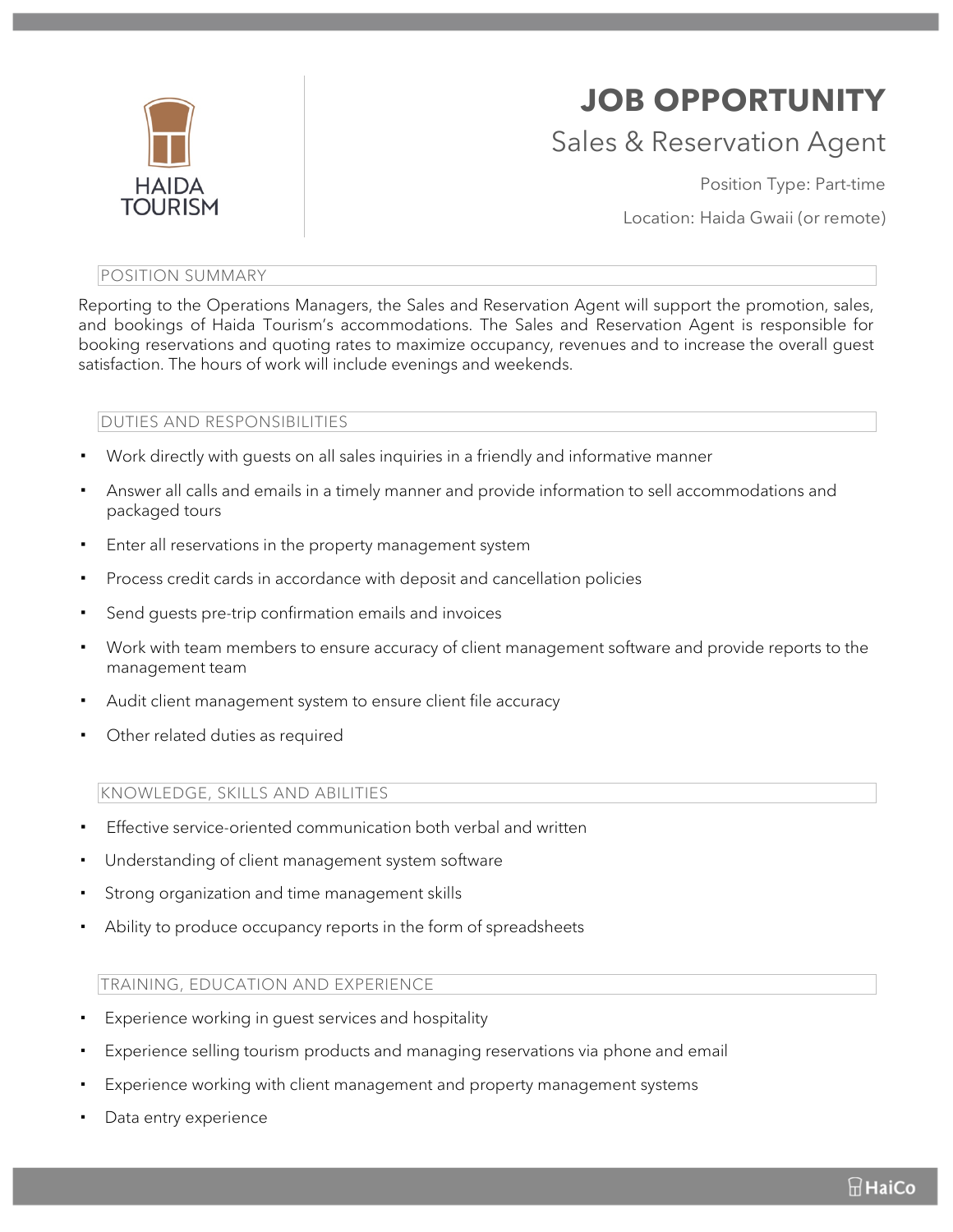HAIDA TOURISM

# JOB OPPORTUNITY

## Sales & Reservation Agent

Position Type: Part-time

Location: Haida Gwaii (or remote)

### POSITION SUMMARY

Reporting to the Operations Managers, the Sales and Reservation Agent will support the promotion, sales, and bookings of Haida Tourism's accommodations. The Sales and Reservation Agent is responsible for booking reservations and quoting rates to maximize occupancy, revenues and to increase the overall guest satisfaction. The hours of work will include evenings and weekends.

### DUTIES AND RESPONSIBILITIES

- Work directly with guests on all sales inquiries in a friendly and informative manner
- Answer all calls and emails in a timely manner and provide information to sell accommodations and packaged tours
- Enter all reservations in the property management system
- Process credit cards in accordance with deposit and cancellation policies
- Send guests pre-trip confirmation emails and invoices
- Work with team members to ensure accuracy of client management software and provide reports to the management team
- Audit client management system to ensure client file accuracy
- Other related duties as required

### KNOWLEDGE, SKILLS AND ABILITIES

- Effective service-oriented communication both verbal and written
- Understanding of client management system software
- Strong organization and time management skills
- Ability to produce occupancy reports in the form of spreadsheets

### TRAINING, EDUCATION AND EXPERIENCE

- Experience working in guest services and hospitality
- Experience selling tourism products and managing reservations via phone and email
- Experience working with client management and property management systems
- Data entry experience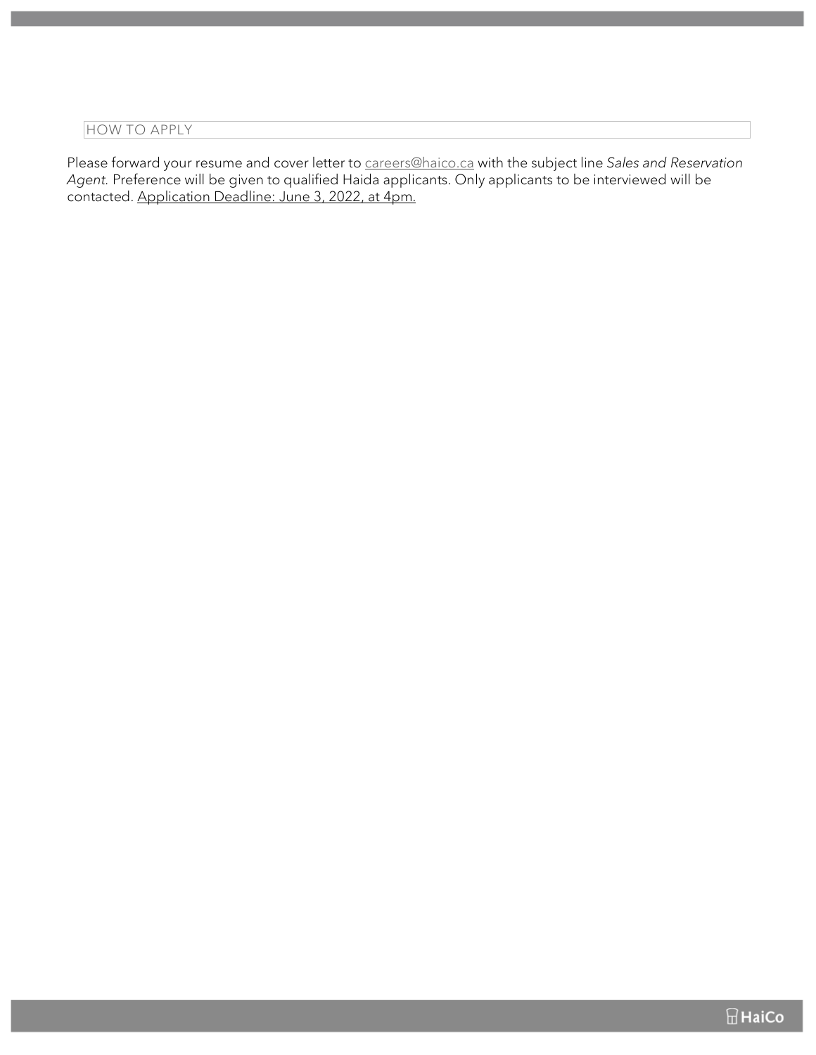## HOW TO APPLY

Please forward your resume and cover letter to careers@haico.ca with the subject line *Sales and Reservation Agent.* Preference will be given to qualified Haida applicants. Only applicants to be interviewed will be contacted. Application Deadline: June 3, 2022, at 4pm.